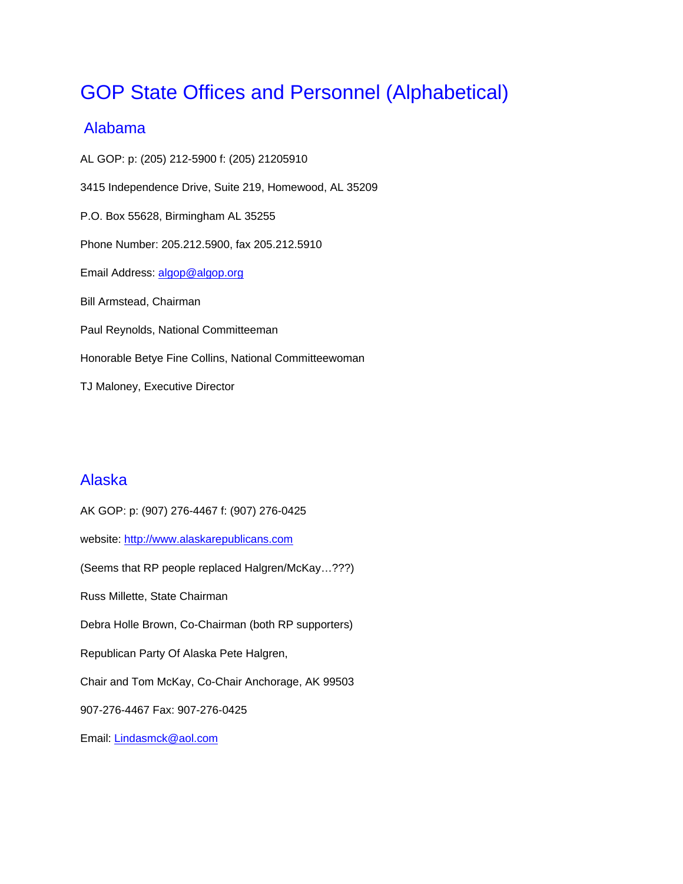# GOP State Offices and Personnel (Alphabetical)

## Alabama

AL GOP: p: (205) 212-5900 f: (205) 21205910

3415 Independence Drive, Suite 219, Homewood, AL 35209

P.O. Box 55628, Birmingham AL 35255

Phone Number: 205.212.5900, fax 205.212.5910

Email Address: algop@algop.org

Bill Armstead, Chairman

Paul Reynolds, National Committeeman

Honorable Betye Fine Collins, National Committeewoman

TJ Maloney, Executive Director

## Alaska

AK GOP: p: (907) 276-4467 f: (907) 276-0425

website: http://www.alaskarepublicans.com

(Seems that RP people replaced Halgren/McKay…???)

Russ Millette, State Chairman

Debra Holle Brown, Co-Chairman (both RP supporters)

Republican Party Of Alaska Pete Halgren,

Chair and Tom McKay, Co-Chair Anchorage, AK 99503

907-276-4467 Fax: 907-276-0425

Email: Lindasmck@aol.com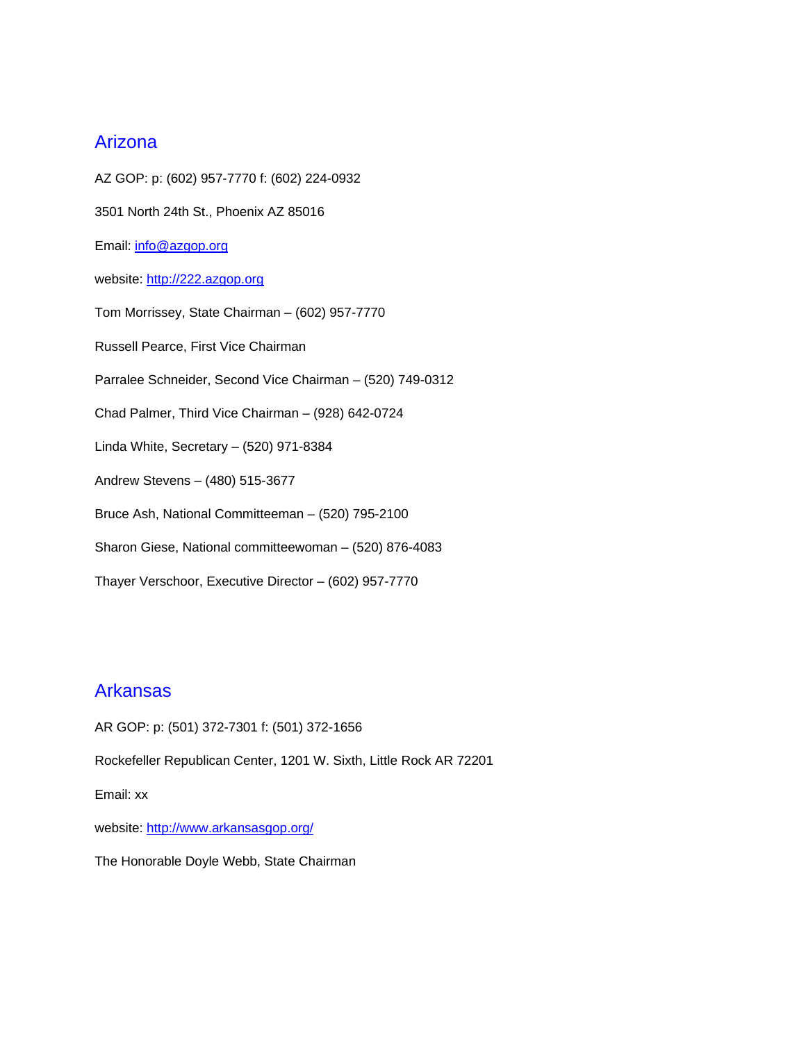## Arizona

AZ GOP: p: (602) 957-7770 f: (602) 224-0932

3501 North 24th St., Phoenix AZ 85016

Email: info@azgop.org

website: http://222.azgop.org

Tom Morrissey, State Chairman – (602) 957-7770

Russell Pearce, First Vice Chairman

Parralee Schneider, Second Vice Chairman – (520) 749-0312

Chad Palmer, Third Vice Chairman – (928) 642-0724

Linda White, Secretary – (520) 971-8384

Andrew Stevens – (480) 515-3677

Bruce Ash, National Committeeman – (520) 795-2100

Sharon Giese, National committeewoman – (520) 876-4083

Thayer Verschoor, Executive Director – (602) 957-7770

## Arkansas

AR GOP: p: (501) 372-7301 f: (501) 372-1656

Rockefeller Republican Center, 1201 W. Sixth, Little Rock AR 72201

Email: xx

website: http://www.arkansasgop.org/

The Honorable Doyle Webb, State Chairman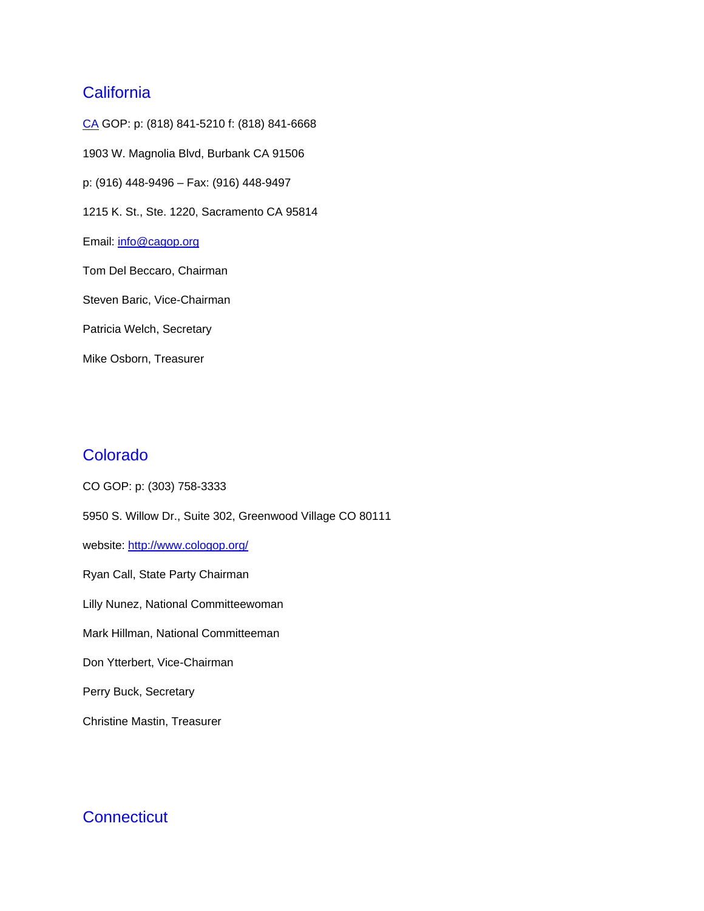## California

CA GOP: p: (818) 841-5210 f: (818) 841-6668

1903 W. Magnolia Blvd, Burbank CA 91506

p: (916) 448-9496 – Fax: (916) 448-9497

1215 K. St., Ste. 1220, Sacramento CA 95814

Email: info@cagop.org

Tom Del Beccaro, Chairman

Steven Baric, Vice-Chairman

Patricia Welch, Secretary

Mike Osborn, Treasurer

## Colorado

CO GOP: p: (303) 758-3333

5950 S. Willow Dr., Suite 302, Greenwood Village CO 80111

website: http://www.cologop.org/

Ryan Call, State Party Chairman

Lilly Nunez, National Committeewoman

Mark Hillman, National Committeeman

Don Ytterbert, Vice-Chairman

Perry Buck, Secretary

Christine Mastin, Treasurer

## Connecticut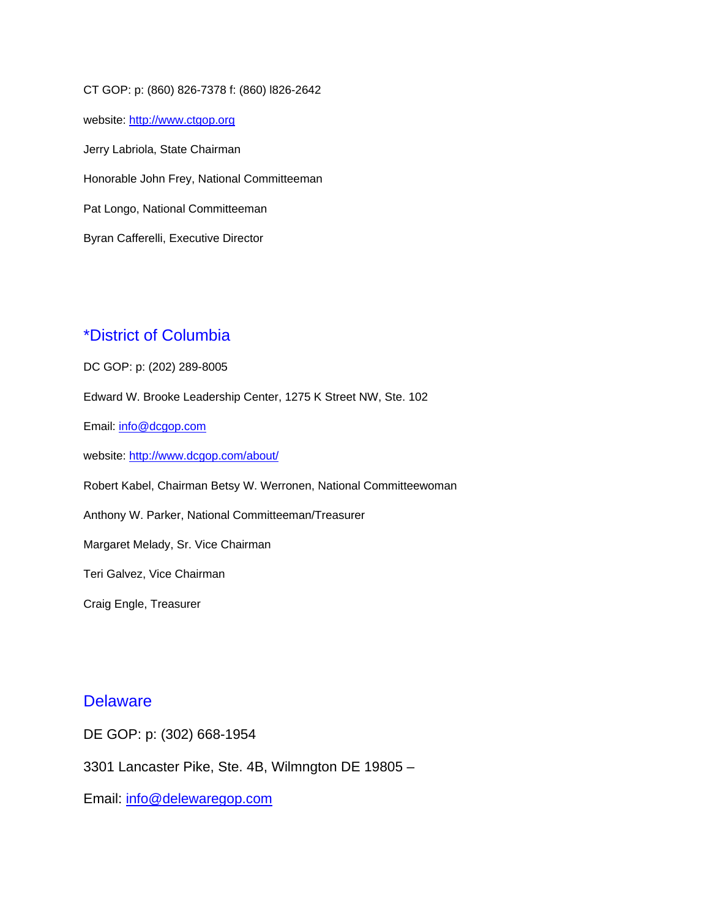CT GOP: p: (860) 826-7378 f: (860) l826-2642

website: http://www.ctgop.org

Jerry Labriola, State Chairman

Honorable John Frey, National Committeeman

Pat Longo, National Committeeman

Byran Cafferelli, Executive Director

## *District of Columbia

DC GOP: p: (202) 289-8005

Edward W. Brooke Leadership Center, 1275 K Street NW, Ste. 102

Email: info@dcgop.com

website: http://www.dcgop.com/about/

Robert Kabel, Chairman Betsy W. Werronen, National Committeewoman

Anthony W. Parker, National Committeeman/Treasurer

Margaret Melady, Sr. Vice Chairman

Teri Galvez, Vice Chairman

Craig Engle, Treasurer

## Delaware

DE GOP: p: (302) 668-1954

3301 Lancaster Pike, Ste. 4B, Wilmngton DE 19805 –

Email: info@delewaregop.com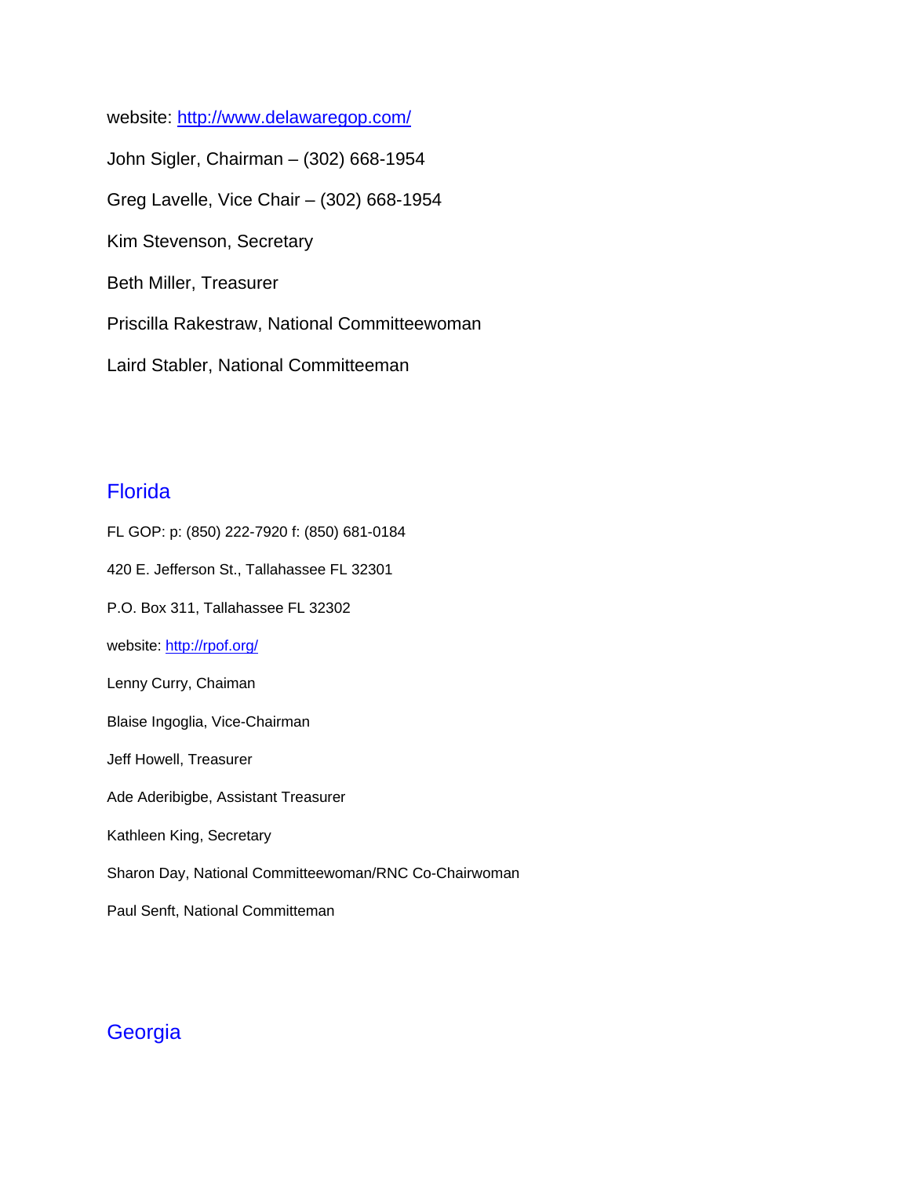website: http://www.delawaregop.com/

John Sigler, Chairman – (302) 668-1954

Greg Lavelle, Vice Chair – (302) 668-1954

Kim Stevenson, Secretary

Beth Miller, Treasurer

Priscilla Rakestraw, National Committeewoman

Laird Stabler, National Committeeman

## Florida

FL GOP: p: (850) 222-7920 f: (850) 681-0184

420 E. Jefferson St., Tallahassee FL 32301

P.O. Box 311, Tallahassee FL 32302

website: http://rpof.org/

Lenny Curry, Chaiman

Blaise Ingoglia, Vice-Chairman

Jeff Howell, Treasurer

Ade Aderibigbe, Assistant Treasurer

Kathleen King, Secretary

Sharon Day, National Committeewoman/RNC Co-Chairwoman

Paul Senft, National Committeman

## Georgia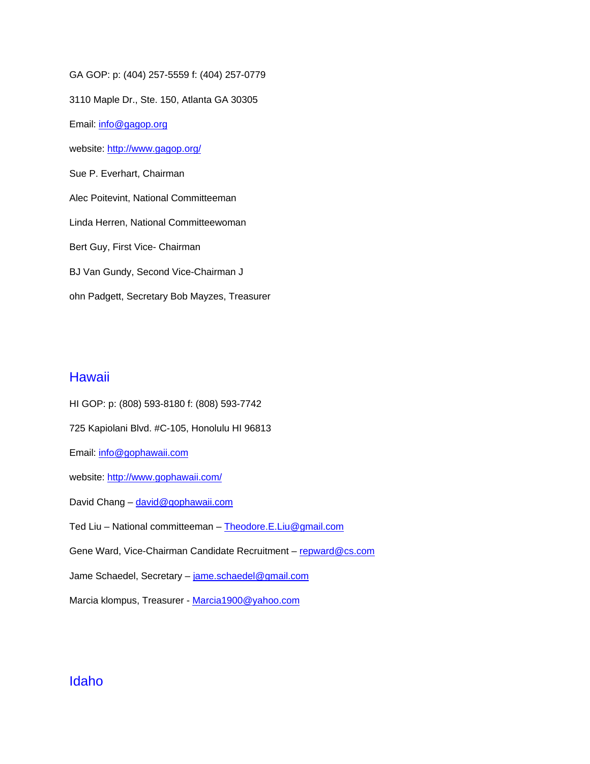GA GOP: p: (404) 257-5559 f: (404) 257-0779

3110 Maple Dr., Ste. 150, Atlanta GA 30305

Email: info@gagop.org

website: http://www.gagop.org/

Sue P. Everhart, Chairman

Alec Poitevint, National Committeeman

Linda Herren, National Committeewoman

Bert Guy, First Vice- Chairman

BJ Van Gundy, Second Vice-Chairman J

ohn Padgett, Secretary Bob Mayzes, Treasurer

## Hawaii

HI GOP: p: (808) 593-8180 f: (808) 593-7742

725 Kapiolani Blvd. #C-105, Honolulu HI 96813

Email: info@gophawaii.com

website: http://www.gophawaii.com/

David Chang – david@gophawaii.com

Ted Liu – National committeeman – Theodore.E.Liu@gmail.com

Gene Ward, Vice-Chairman Candidate Recruitment – repward@cs.com

Jame Schaedel, Secretary – jame.schaedel@gmail.com

Marcia klompus, Treasurer - Marcia1900@yahoo.com

## Idaho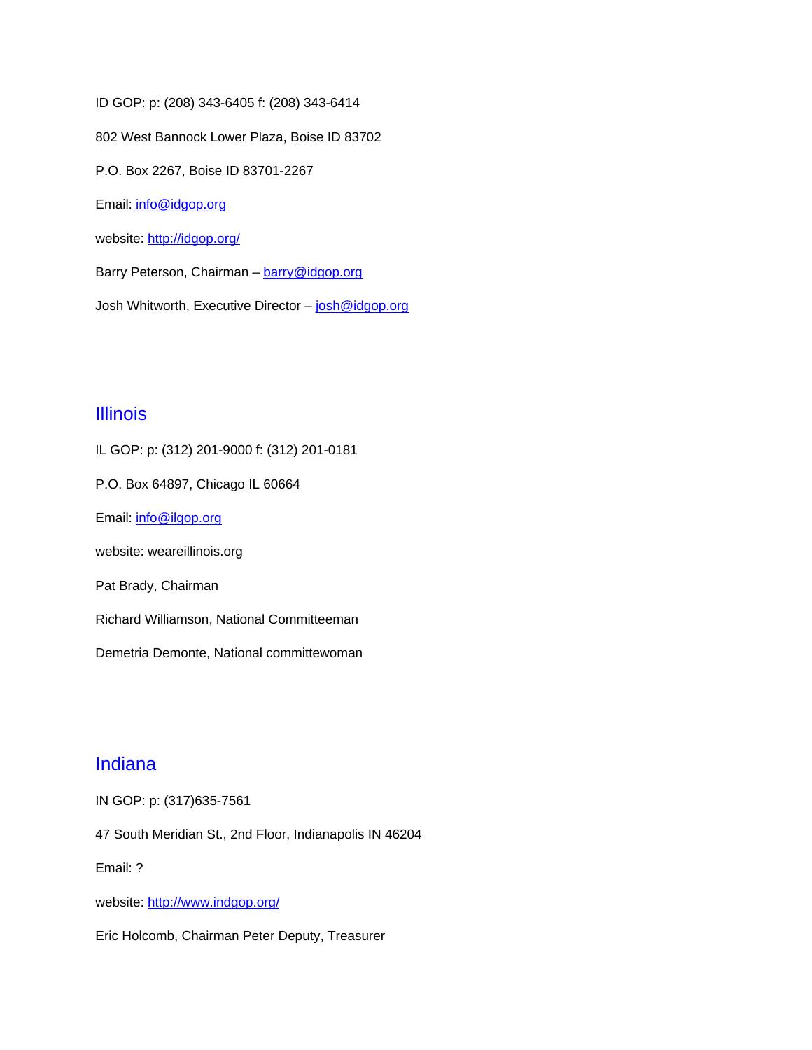ID GOP: p: (208) 343-6405 f: (208) 343-6414

802 West Bannock Lower Plaza, Boise ID 83702

P.O. Box 2267, Boise ID 83701-2267

Email: info@idgop.org

website: http://idgop.org/

Barry Peterson, Chairman – barry@idgop.org

Josh Whitworth, Executive Director – josh@idgop.org

## Illinois

IL GOP: p: (312) 201-9000 f: (312) 201-0181

P.O. Box 64897, Chicago IL 60664

Email: info@ilgop.org

website: weareillinois.org

Pat Brady, Chairman

Richard Williamson, National Committeeman

Demetria Demonte, National committewoman

## Indiana

IN GOP: p: (317)635-7561

47 South Meridian St., 2nd Floor, Indianapolis IN 46204

Email: ?

website: http://www.indgop.org/

Eric Holcomb, Chairman Peter Deputy, Treasurer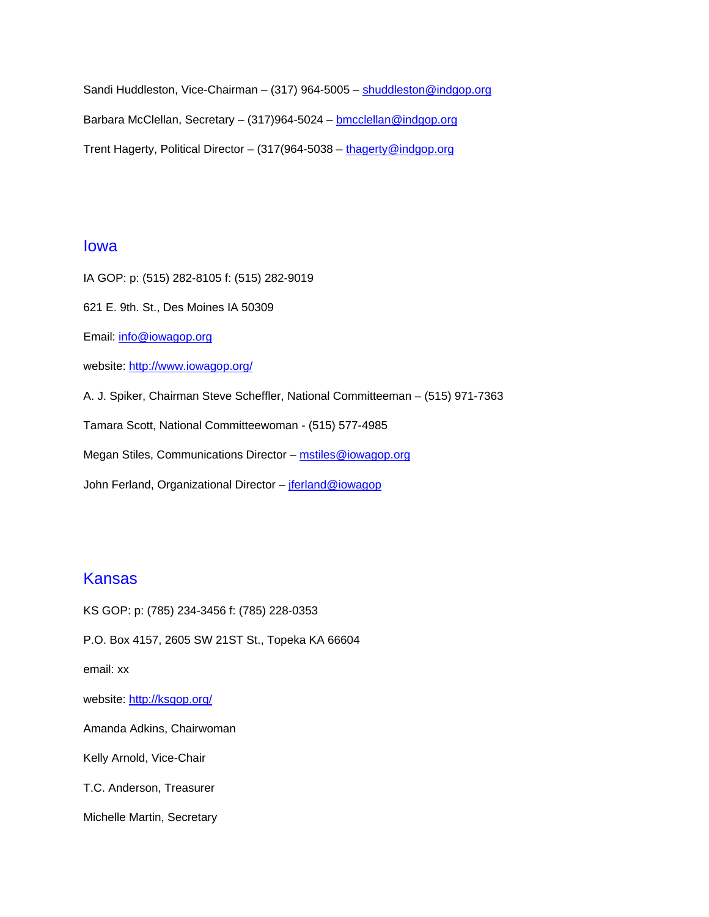Sandi Huddleston, Vice-Chairman – (317) 964-5005 – shuddleston@indgop.org

Barbara McClellan, Secretary – (317)964-5024 – bmcclellan@indgop.org

Trent Hagerty, Political Director – (317(964-5038 – thagerty@indgop.org

## Iowa

IA GOP: p: (515) 282-8105 f: (515) 282-9019

621 E. 9th. St., Des Moines IA 50309

Email: info@iowagop.org

website: http://www.iowagop.org/

A. J. Spiker, Chairman Steve Scheffler, National Committeeman – (515) 971-7363

Tamara Scott, National Committeewoman - (515) 577-4985

Megan Stiles, Communications Director – mstiles@iowagop.org

John Ferland, Organizational Director – jferland@iowagop

## Kansas

KS GOP: p: (785) 234-3456 f: (785) 228-0353

P.O. Box 4157, 2605 SW 21ST St., Topeka KA 66604

email: xx

website: http://ksgop.org/

Amanda Adkins, Chairwoman

Kelly Arnold, Vice-Chair

T.C. Anderson, Treasurer

Michelle Martin, Secretary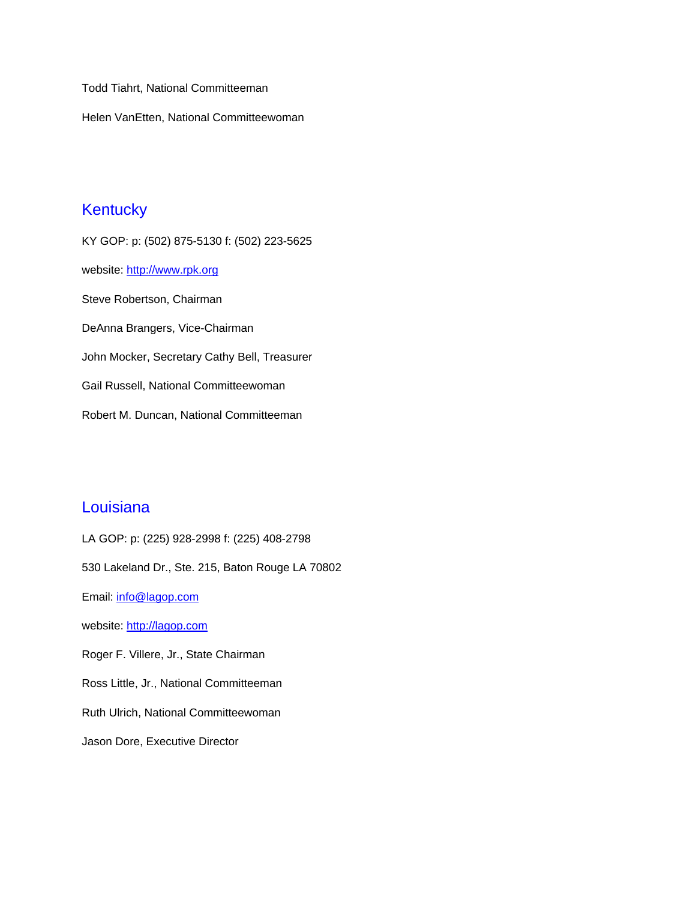Todd Tiahrt, National Committeeman

Helen VanEtten, National Committeewoman

## Kentucky

KY GOP: p: (502) 875-5130 f: (502) 223-5625

website: http://www.rpk.org

Steve Robertson, Chairman

DeAnna Brangers, Vice-Chairman

John Mocker, Secretary Cathy Bell, Treasurer

Gail Russell, National Committeewoman

Robert M. Duncan, National Committeeman

## Louisiana

LA GOP: p: (225) 928-2998 f: (225) 408-2798

530 Lakeland Dr., Ste. 215, Baton Rouge LA 70802

Email: info@lagop.com

website: http://lagop.com

Roger F. Villere, Jr., State Chairman

Ross Little, Jr., National Committeeman

Ruth Ulrich, National Committeewoman

Jason Dore, Executive Director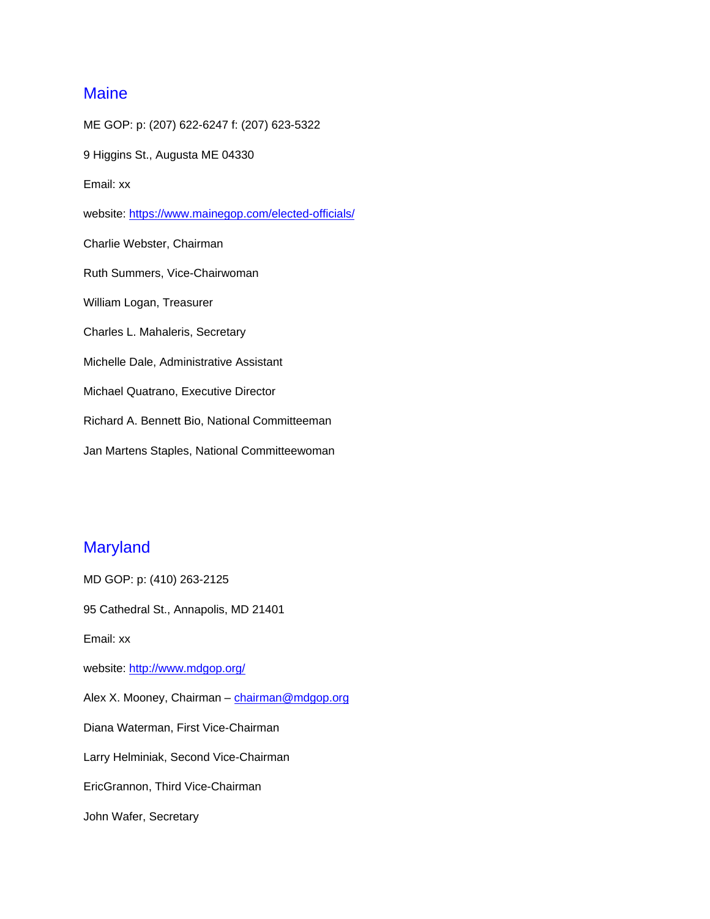## Maine

ME GOP: p: (207) 622-6247 f: (207) 623-5322

9 Higgins St., Augusta ME 04330

Email: xx

website: https://www.mainegop.com/elected-officials/

Charlie Webster, Chairman

Ruth Summers, Vice-Chairwoman

William Logan, Treasurer

Charles L. Mahaleris, Secretary

Michelle Dale, Administrative Assistant

Michael Quatrano, Executive Director

Richard A. Bennett Bio, National Committeeman

Jan Martens Staples, National Committeewoman

## Maryland

MD GOP: p: (410) 263-2125

95 Cathedral St., Annapolis, MD 21401

Email: xx

website: http://www.mdgop.org/

Alex X. Mooney, Chairman – chairman@mdgop.org

Diana Waterman, First Vice-Chairman

Larry Helminiak, Second Vice-Chairman

EricGrannon, Third Vice-Chairman

John Wafer, Secretary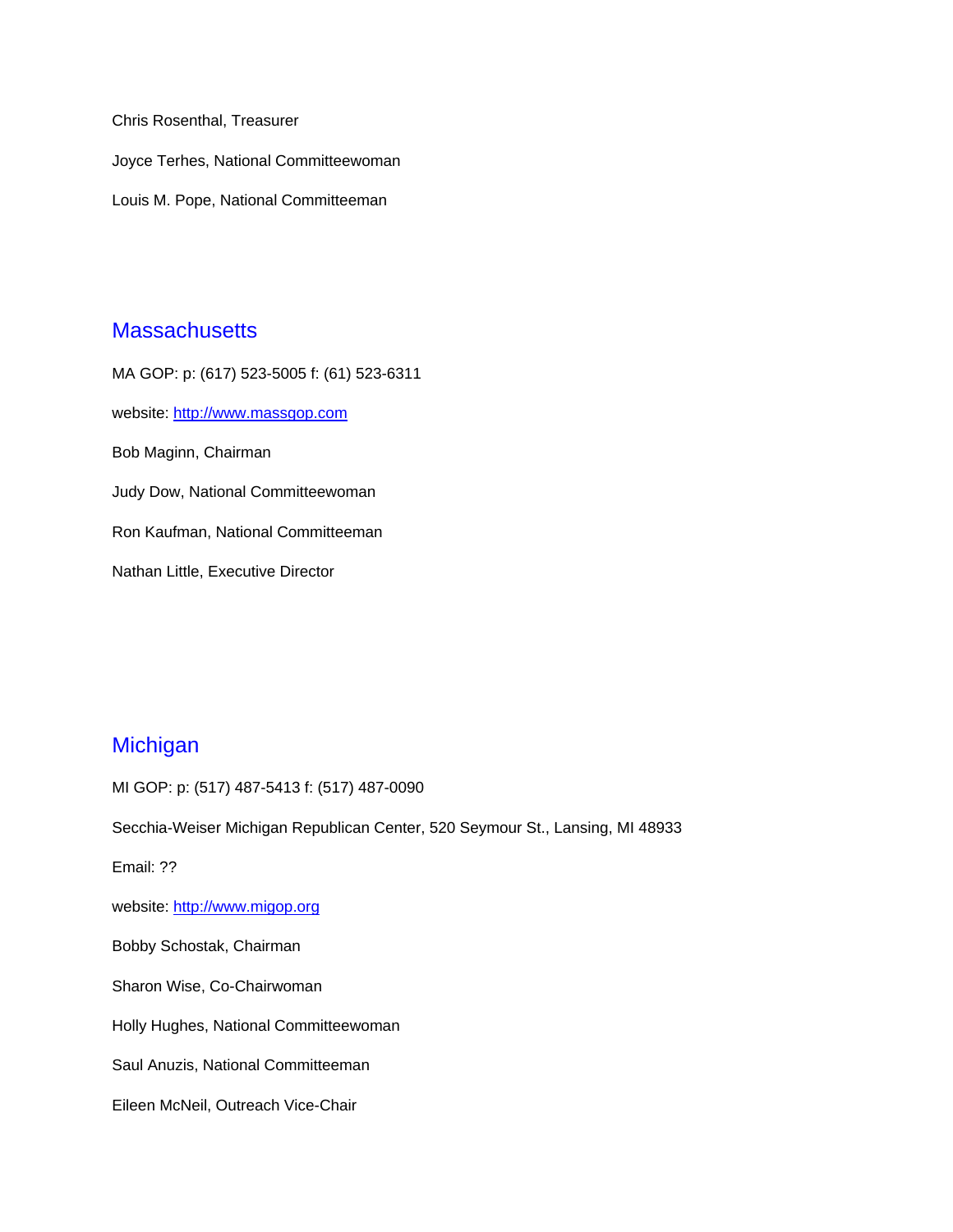Chris Rosenthal, Treasurer

Joyce Terhes, National Committeewoman

Louis M. Pope, National Committeeman

## Massachusetts

MA GOP: p: (617) 523-5005 f: (61) 523-6311

website: [http://www.massgop.com](http://www.massgop.com)

Bob Maginn, Chairman

Judy Dow, National Committeewoman

Ron Kaufman, National Committeeman

Nathan Little, Executive Director

## Michigan

MI GOP: p: (517) 487-5413 f: (517) 487-0090

Secchia-Weiser Michigan Republican Center, 520 Seymour St., Lansing, MI 48933

Email: ??

website: [http://www.migop.org](http://www.migop.org)

Bobby Schostak, Chairman

Sharon Wise, Co-Chairwoman

Holly Hughes, National Committeewoman

Saul Anuzis, National Committeeman

Eileen McNeil, Outreach Vice-Chair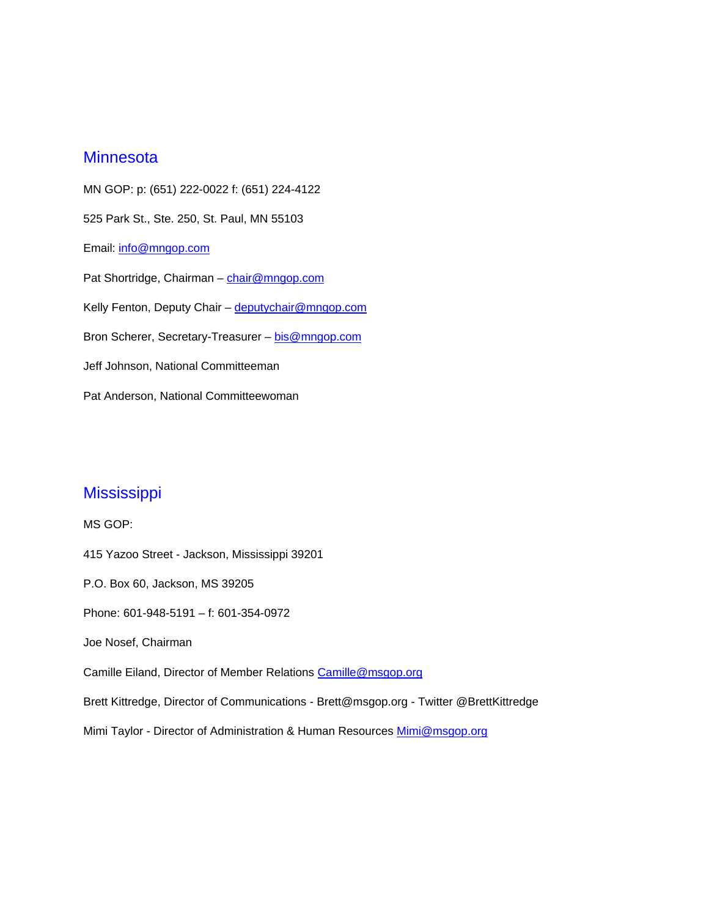## Minnesota

MN GOP: p: (651) 222-0022 f: (651) 224-4122

525 Park St., Ste. 250, St. Paul, MN 55103

Email: info@mngop.com

Pat Shortridge, Chairman – chair@mngop.com

Kelly Fenton, Deputy Chair – deputychair@mngop.com

Bron Scherer, Secretary-Treasurer – bis@mngop.com

Jeff Johnson, National Committeeman

Pat Anderson, National Committeewoman

## Mississippi

MS GOP:

415 Yazoo Street - Jackson, Mississippi 39201

P.O. Box 60, Jackson, MS 39205

Phone: 601-948-5191 – f: 601-354-0972

Joe Nosef, Chairman

Camille Eiland, Director of Member Relations Camille@msgop.org

Brett Kittredge, Director of Communications - Brett@msgop.org - Twitter @BrettKittredge

Mimi Taylor - Director of Administration & Human Resources Mimi@msgop.org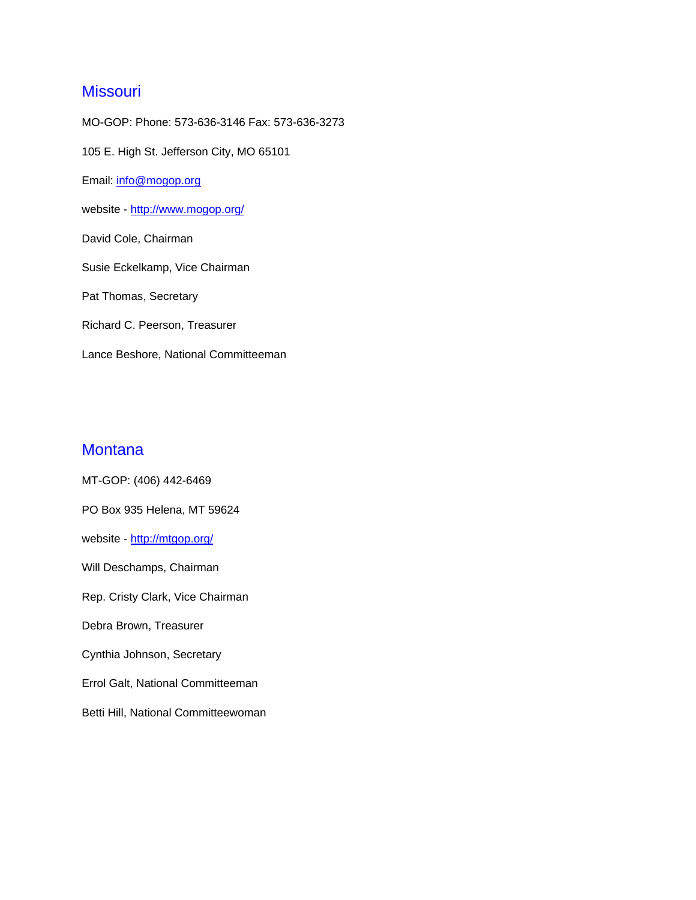## Missouri

MO-GOP: Phone: 573-636-3146 Fax: 573-636-3273

105 E. High St. Jefferson City, MO 65101

Email: info@mogop.org

website - http://www.mogop.org/

David Cole, Chairman

Susie Eckelkamp, Vice Chairman

Pat Thomas, Secretary

Richard C. Peerson, Treasurer

Lance Beshore, National Committeeman

## Montana

MT-GOP: (406) 442-6469

PO Box 935 Helena, MT 59624

website - http://mtgop.org/

Will Deschamps, Chairman

Rep. Cristy Clark, Vice Chairman

Debra Brown, Treasurer

Cynthia Johnson, Secretary

Errol Galt, National Committeeman

Betti Hill, National Committeewoman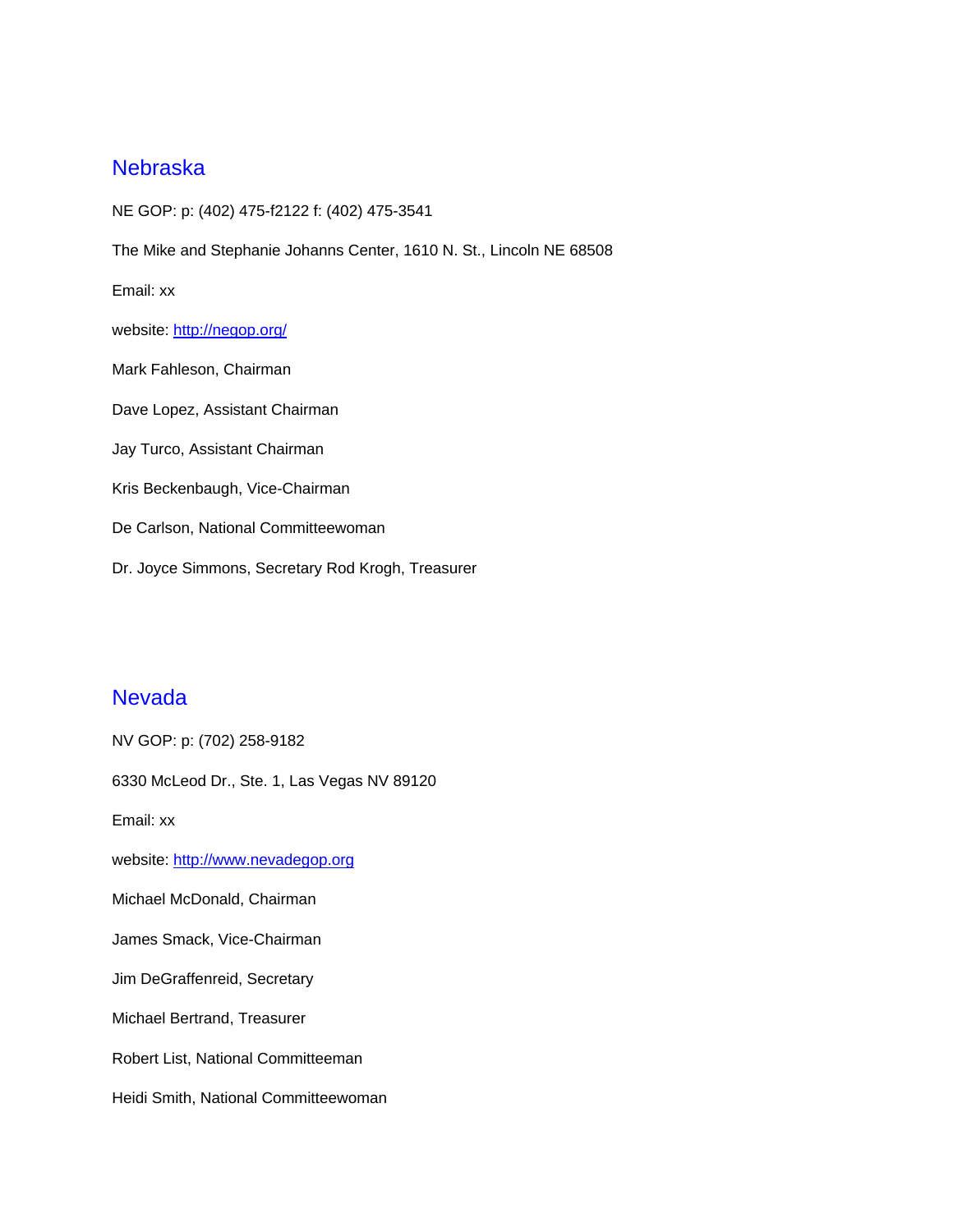## Nebraska

NE GOP: p: (402) 475-f2122 f: (402) 475-3541

The Mike and Stephanie Johanns Center, 1610 N. St., Lincoln NE 68508

Email: xx

website: http://negop.org/

Mark Fahleson, Chairman

Dave Lopez, Assistant Chairman

Jay Turco, Assistant Chairman

Kris Beckenbaugh, Vice-Chairman

De Carlson, National Committeewoman

Dr. Joyce Simmons, Secretary Rod Krogh, Treasurer

## Nevada

NV GOP: p: (702) 258-9182

6330 McLeod Dr., Ste. 1, Las Vegas NV 89120

Email: xx

website: http://www.nevadegop.org

Michael McDonald, Chairman

James Smack, Vice-Chairman

Jim DeGraffenreid, Secretary

Michael Bertrand, Treasurer

Robert List, National Committeeman

Heidi Smith, National Committeewoman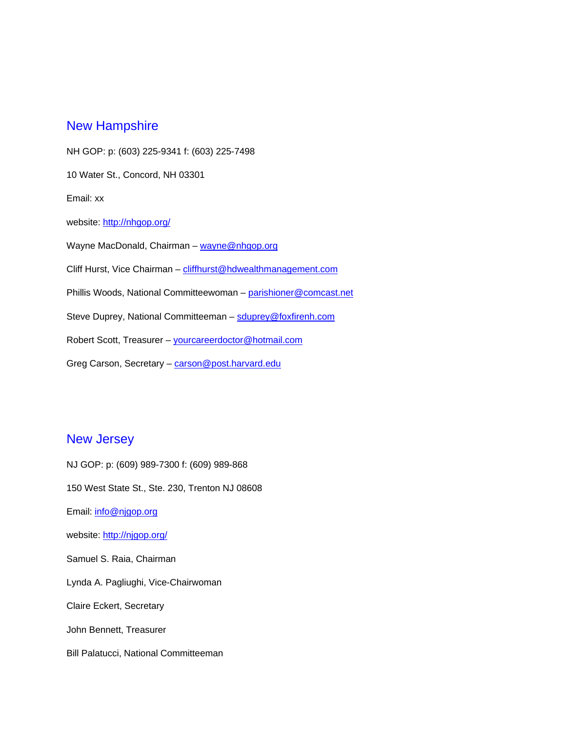## New Hampshire

NH GOP: p: (603) 225-9341 f: (603) 225-7498

10 Water St., Concord, NH 03301

Email: xx

website: http://nhgop.org/

Wayne MacDonald, Chairman – wayne@nhgop.org

Cliff Hurst, Vice Chairman – cliffhurst@hdwealthmanagement.com

Phillis Woods, National Committeewoman – parishioner@comcast.net

Steve Duprey, National Committeeman – sduprey@foxfirenh.com

Robert Scott, Treasurer – yourcareerdoctor@hotmail.com

Greg Carson, Secretary – carson@post.harvard.edu

## New Jersey

NJ GOP: p: (609) 989-7300 f: (609) 989-868

150 West State St., Ste. 230, Trenton NJ 08608

Email: info@njgop.org

website: http://njgop.org/

Samuel S. Raia, Chairman

Lynda A. Pagliughi, Vice-Chairwoman

Claire Eckert, Secretary

John Bennett, Treasurer

Bill Palatucci, National Committeeman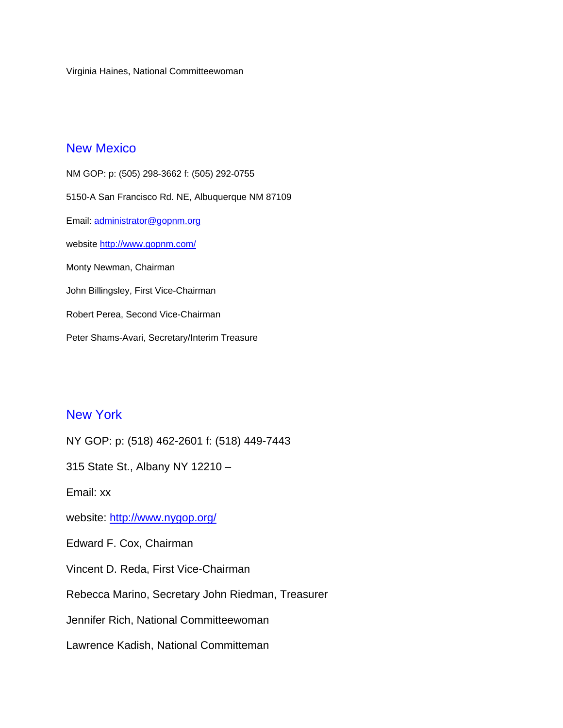Virginia Haines, National Committeewoman

## New Mexico

NM GOP: p: (505) 298-3662 f: (505) 292-0755

5150-A San Francisco Rd. NE, Albuquerque NM 87109

Email: administrator@gopnm.org

website http://www.gopnm.com/

Monty Newman, Chairman

John Billingsley, First Vice-Chairman

Robert Perea, Second Vice-Chairman

Peter Shams-Avari, Secretary/Interim Treasure

## New York

NY GOP: p: (518) 462-2601 f: (518) 449-7443

315 State St., Albany NY 12210 –

Email: xx

website: http://www.nygop.org/

Edward F. Cox, Chairman

Vincent D. Reda, First Vice-Chairman

Rebecca Marino, Secretary John Riedman, Treasurer

Jennifer Rich, National Committeewoman

Lawrence Kadish, National Committeman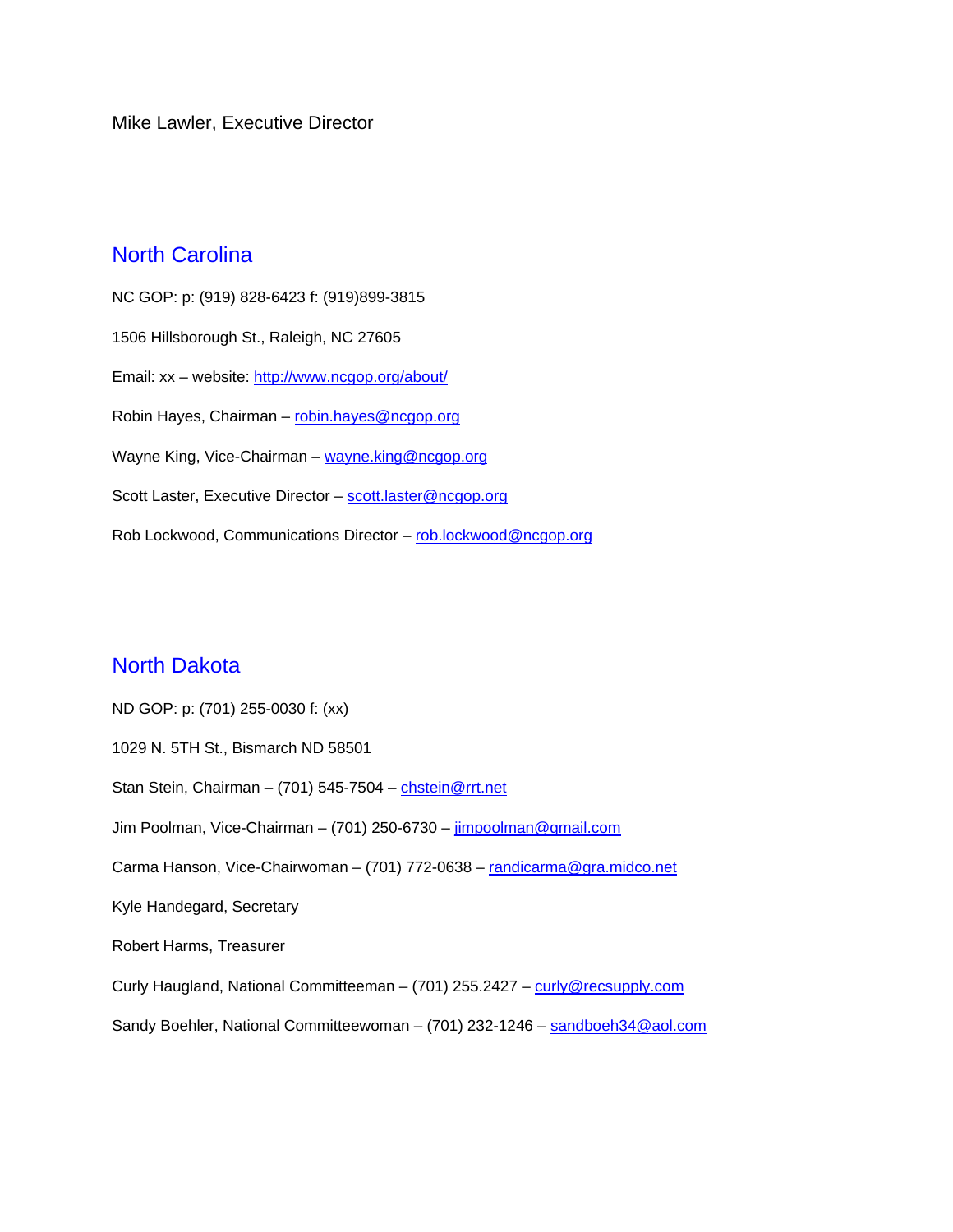Mike Lawler, Executive Director

## North Carolina

NC GOP: p: (919) 828-6423 f: (919)899-3815

1506 Hillsborough St., Raleigh, NC 27605

Email: xx – website: http://www.ncgop.org/about/

Robin Hayes, Chairman – robin.hayes@ncgop.org

Wayne King, Vice-Chairman – wayne.king@ncgop.org

Scott Laster, Executive Director – scott.laster@ncgop.org

Rob Lockwood, Communications Director – rob.lockwood@ncgop.org

## North Dakota

ND GOP: p: (701) 255-0030 f: (xx)

1029 N. 5TH St., Bismarch ND 58501

Stan Stein, Chairman – (701) 545-7504 – chstein@rrt.net

Jim Poolman, Vice-Chairman – (701) 250-6730 – jimpoolman@gmail.com

Carma Hanson, Vice-Chairwoman – (701) 772-0638 – randicarma@gra.midco.net

Kyle Handegard, Secretary

Robert Harms, Treasurer

Curly Haugland, National Committeeman – (701) 255.2427 – curly@recsupply.com

Sandy Boehler, National Committeewoman – (701) 232-1246 – sandboeh34@aol.com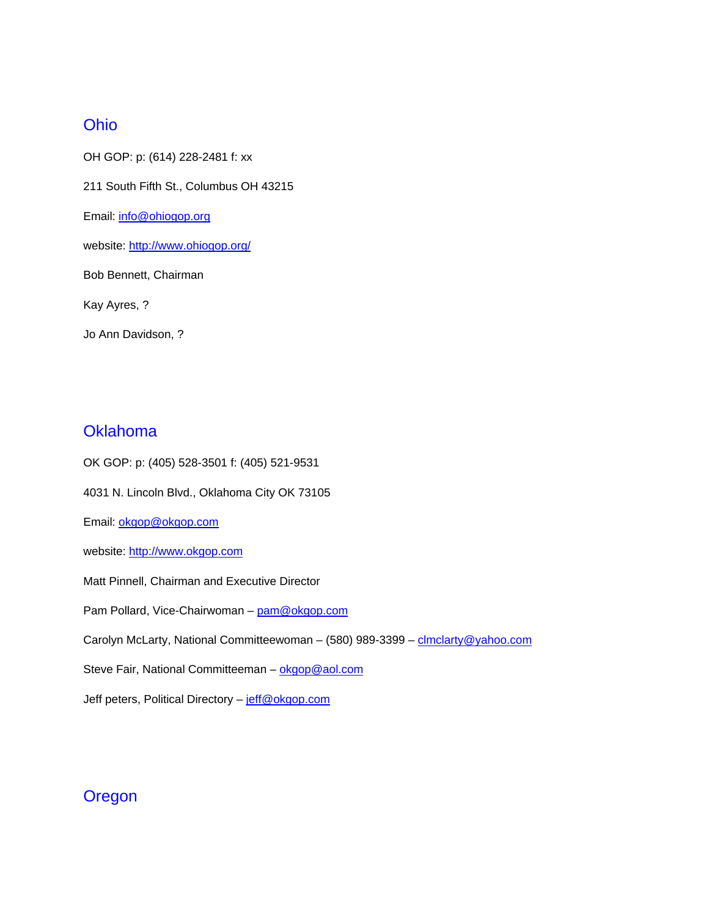## Ohio

OH GOP: p: (614) 228-2481 f: xx

211 South Fifth St., Columbus OH 43215

Email: info@ohiogop.org

website: http://www.ohiogop.org/

Bob Bennett, Chairman

Kay Ayres, ?

Jo Ann Davidson, ?

## Oklahoma

OK GOP: p: (405) 528-3501 f: (405) 521-9531

4031 N. Lincoln Blvd., Oklahoma City OK 73105

Email: okgop@okgop.com

website: http://www.okgop.com

Matt Pinnell, Chairman and Executive Director

Pam Pollard, Vice-Chairwoman – pam@okgop.com

Carolyn McLarty, National Committeewoman – (580) 989-3399 – clmclarty@yahoo.com

Steve Fair, National Committeeman – okgop@aol.com

Jeff peters, Political Directory – jeff@okgop.com

## Oregon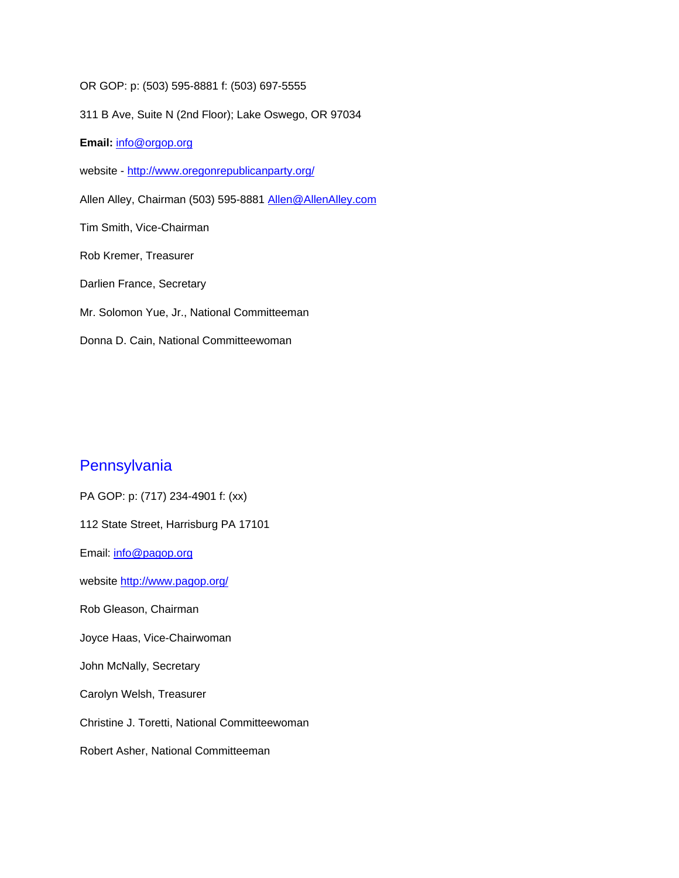OR GOP: p: (503) 595-8881 f: (503) 697-5555

311 B Ave, Suite N (2nd Floor); Lake Oswego, OR 97034

**Email:** info@orgop.org

website - http://www.oregonrepublicanparty.org/

Allen Alley, Chairman (503) 595-8881 Allen@AllenAlley.com

Tim Smith, Vice-Chairman

Rob Kremer, Treasurer

Darlien France, Secretary

Mr. Solomon Yue, Jr., National Committeeman

Donna D. Cain, National Committeewoman

## Pennsylvania

PA GOP: p: (717) 234-4901 f: (xx)

112 State Street, Harrisburg PA 17101

Email: info@pagop.org

website http://www.pagop.org/

Rob Gleason, Chairman

Joyce Haas, Vice-Chairwoman

John McNally, Secretary

Carolyn Welsh, Treasurer

Christine J. Toretti, National Committeewoman

Robert Asher, National Committeeman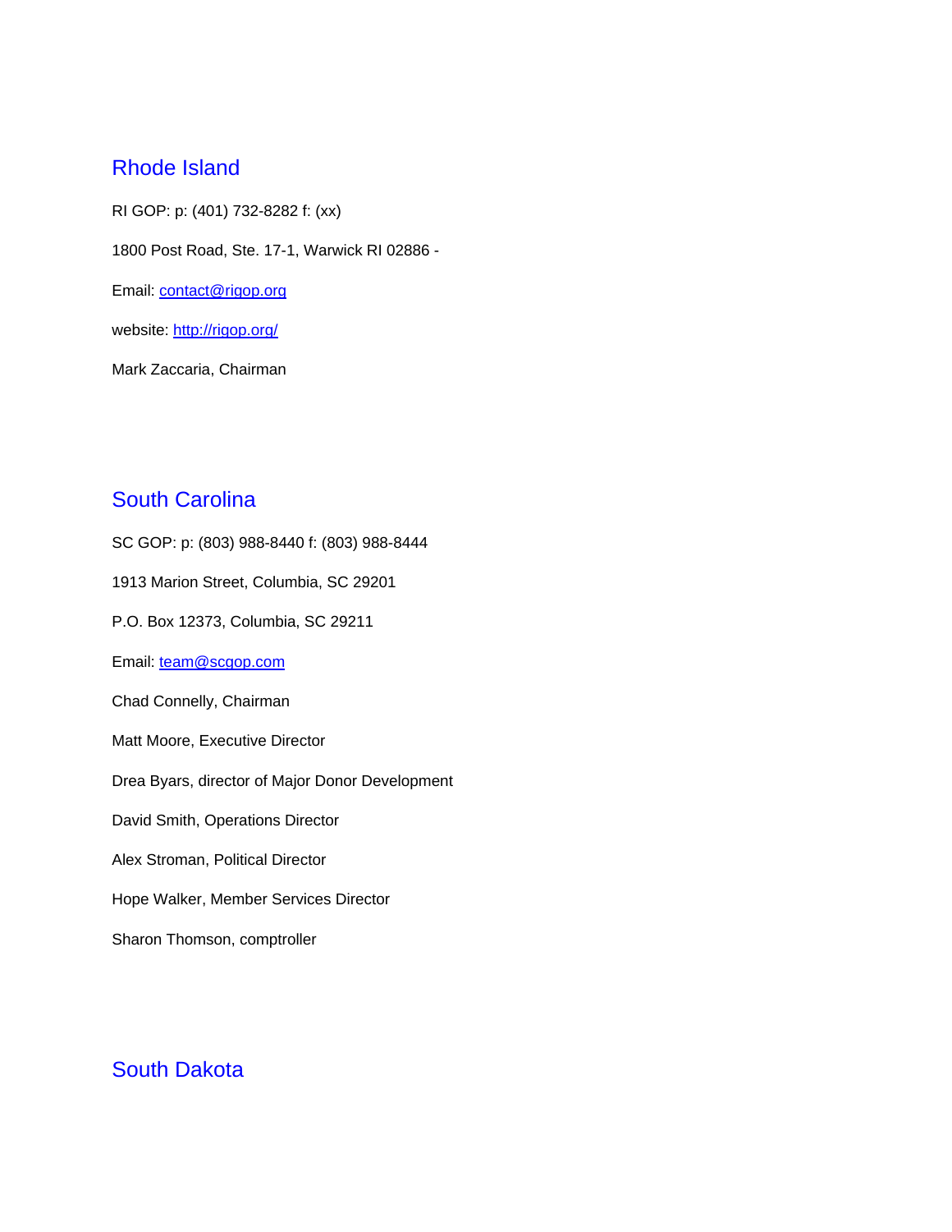## Rhode Island

RI GOP: p: (401) 732-8282 f: (xx)

1800 Post Road, Ste. 17-1, Warwick RI 02886 -

Email: contact@rigop.org

website: http://rigop.org/

Mark Zaccaria, Chairman

## South Carolina

SC GOP: p: (803) 988-8440 f: (803) 988-8444

1913 Marion Street, Columbia, SC 29201

P.O. Box 12373, Columbia, SC 29211

Email: team@scgop.com

Chad Connelly, Chairman

Matt Moore, Executive Director

Drea Byars, director of Major Donor Development

David Smith, Operations Director

Alex Stroman, Political Director

Hope Walker, Member Services Director

Sharon Thomson, comptroller

## South Dakota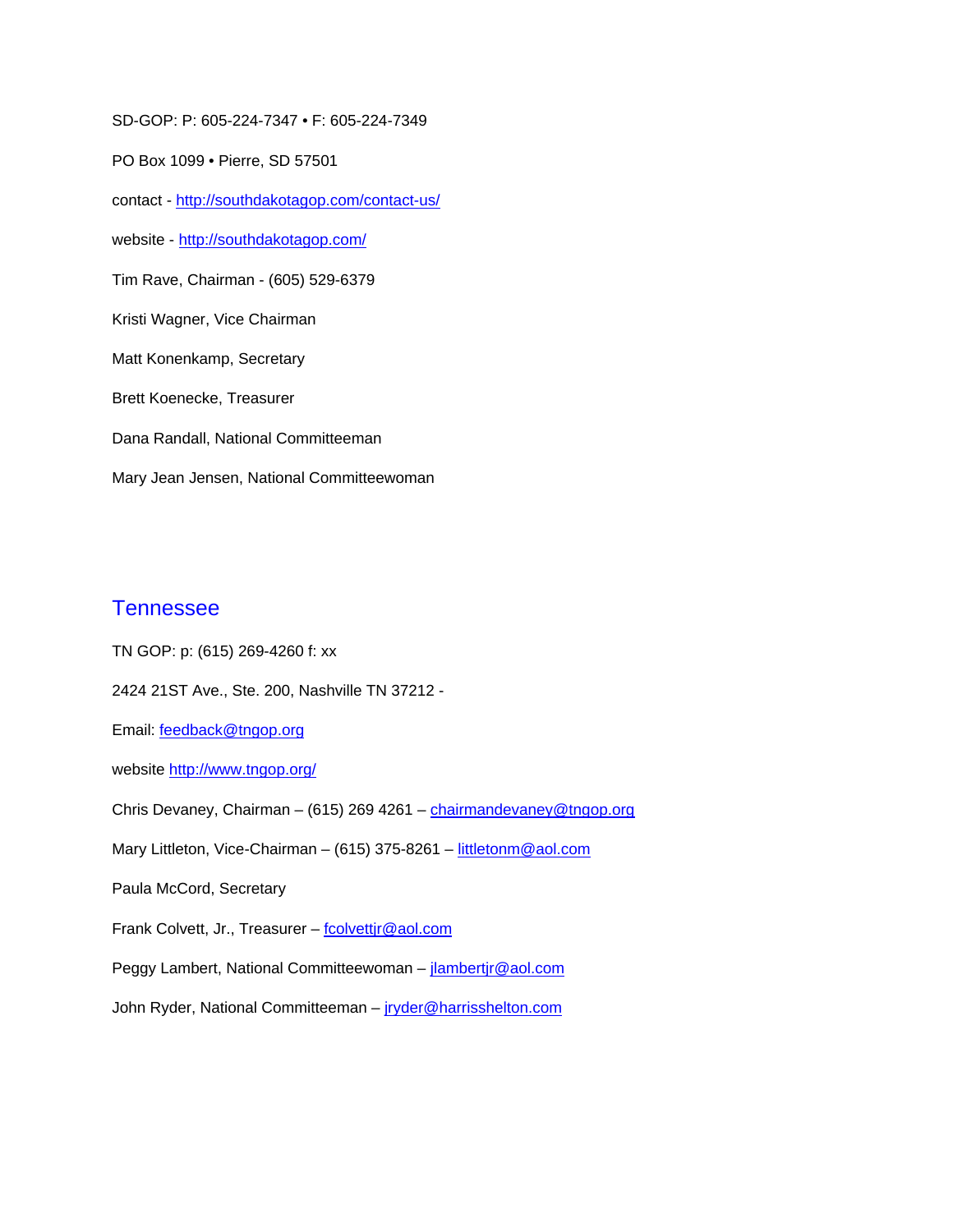SD-GOP: P: 605-224-7347 • F: 605-224-7349

PO Box 1099 • Pierre, SD 57501

contact - http://southdakotagop.com/contact-us/

website - http://southdakotagop.com/

Tim Rave, Chairman - (605) 529-6379

Kristi Wagner, Vice Chairman

Matt Konenkamp, Secretary

Brett Koenecke, Treasurer

Dana Randall, National Committeeman

Mary Jean Jensen, National Committeewoman

## Tennessee

TN GOP: p: (615) 269-4260 f: xx

2424 21ST Ave., Ste. 200, Nashville TN 37212 -

Email: feedback@tngop.org

website http://www.tngop.org/

Chris Devaney, Chairman – (615) 269 4261 – chairmandevaney@tngop.org

Mary Littleton, Vice-Chairman – (615) 375-8261 – littletonm@aol.com

Paula McCord, Secretary

Frank Colvett, Jr., Treasurer – fcolvettjr@aol.com

Peggy Lambert, National Committeewoman – jlambertjr@aol.com

John Ryder, National Committeeman – jryder@harrisshelton.com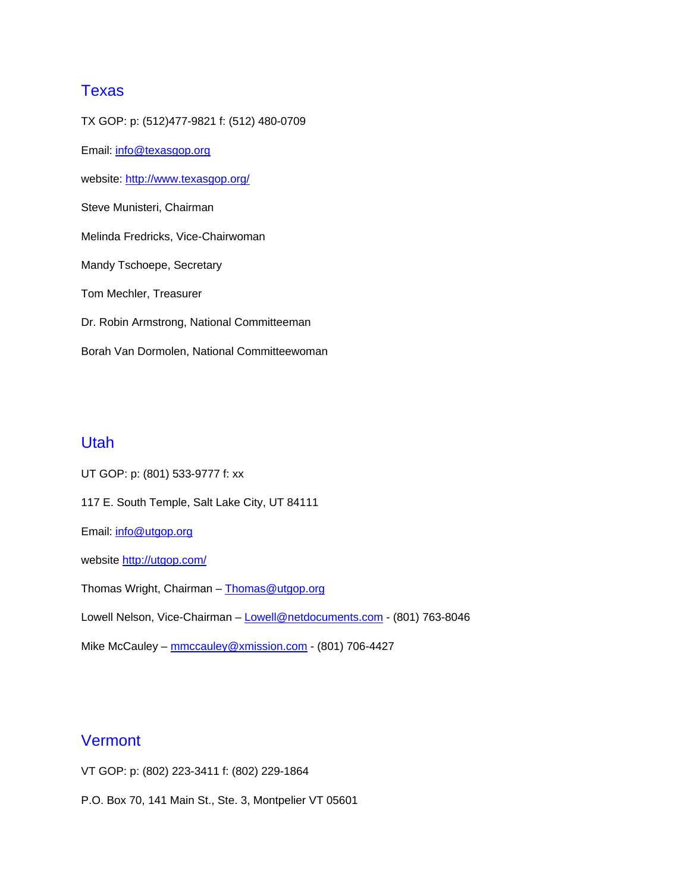## Texas

TX GOP: p: (512)477-9821 f: (512) 480-0709

Email: info@texasgop.org

website: http://www.texasgop.org/

Steve Munisteri, Chairman

Melinda Fredricks, Vice-Chairwoman

Mandy Tschoepe, Secretary

Tom Mechler, Treasurer

Dr. Robin Armstrong, National Committeeman

Borah Van Dormolen, National Committeewoman

## Utah

UT GOP: p: (801) 533-9777 f: xx

117 E. South Temple, Salt Lake City, UT 84111

Email: info@utgop.org

website http://utgop.com/

Thomas Wright, Chairman – Thomas@utgop.org

Lowell Nelson, Vice-Chairman – Lowell@netdocuments.com - (801) 763-8046

Mike McCauley – mmccauley@xmission.com - (801) 706-4427

## Vermont

VT GOP: p: (802) 223-3411 f: (802) 229-1864

P.O. Box 70, 141 Main St., Ste. 3, Montpelier VT 05601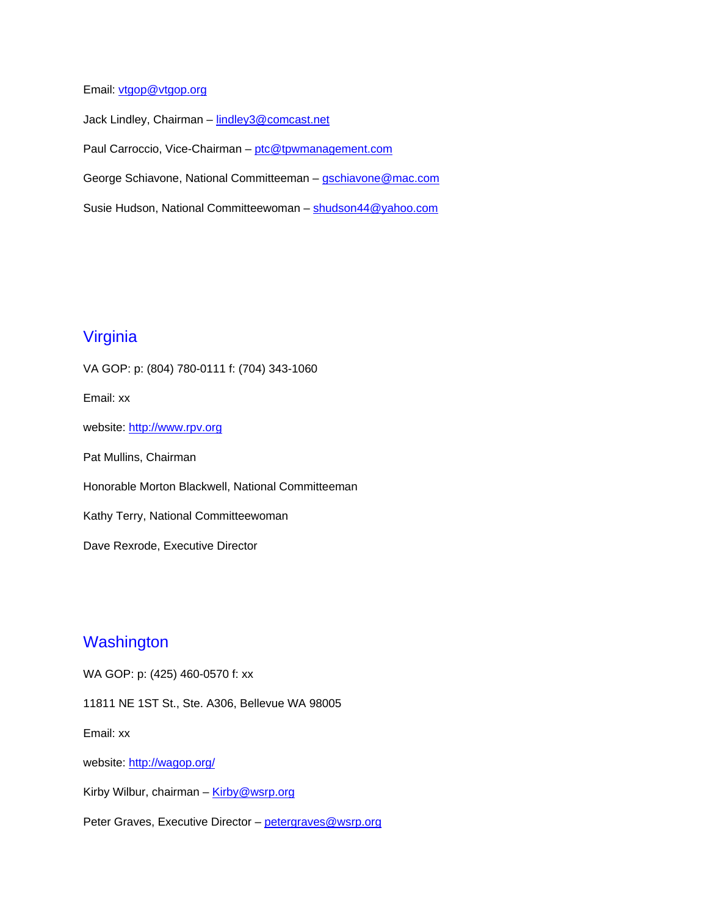Email: vtgop@vtgop.org

Jack Lindley, Chairman – lindley3@comcast.net

Paul Carroccio, Vice-Chairman – ptc@tpwmanagement.com

George Schiavone, National Committeeman – gschiavone@mac.com

Susie Hudson, National Committeewoman – shudson44@yahoo.com

## Virginia

VA GOP: p: (804) 780-0111 f: (704) 343-1060

Email: xx

website: http://www.rpv.org

Pat Mullins, Chairman

Honorable Morton Blackwell, National Committeeman

Kathy Terry, National Committeewoman

Dave Rexrode, Executive Director

## Washington

WA GOP: p: (425) 460-0570 f: xx

11811 NE 1ST St., Ste. A306, Bellevue WA 98005

Email: xx

website: http://wagop.org/

Kirby Wilbur, chairman – Kirby@wsrp.org

Peter Graves, Executive Director – petergraves@wsrp.org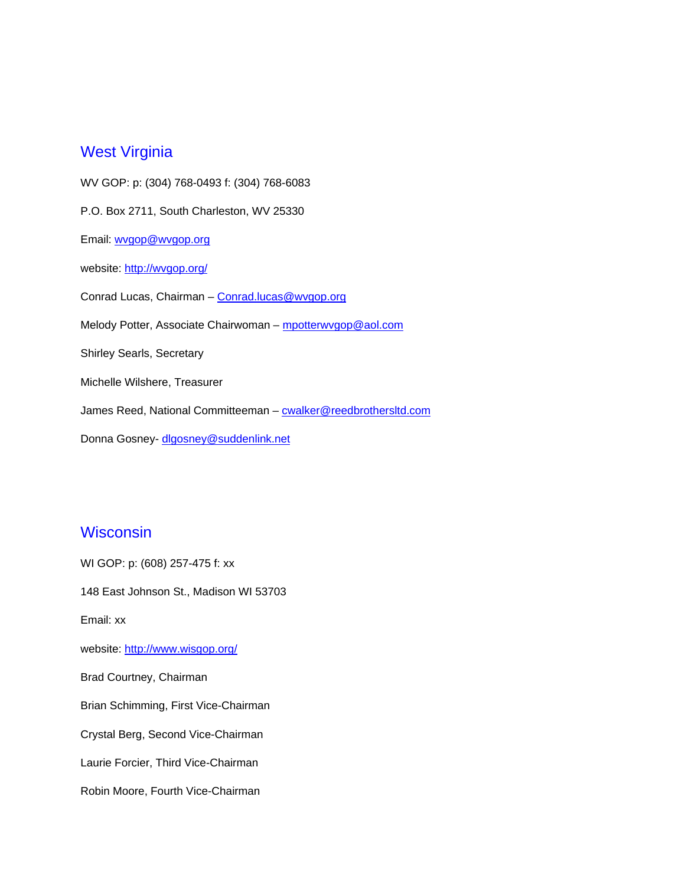## West Virginia

WV GOP: p: (304) 768-0493 f: (304) 768-6083

P.O. Box 2711, South Charleston, WV 25330

Email: wvgop@wvgop.org

website: http://wvgop.org/

Conrad Lucas, Chairman – Conrad.lucas@wvgop.org

Melody Potter, Associate Chairwoman – mpotterwvgop@aol.com

Shirley Searls, Secretary

Michelle Wilshere, Treasurer

James Reed, National Committeeman – cwalker@reedbrothersltd.com

Donna Gosney- dlgosney@suddenlink.net

## Wisconsin

WI GOP: p: (608) 257-475 f: xx

148 East Johnson St., Madison WI 53703

Email: xx

website: http://www.wisgop.org/

Brad Courtney, Chairman

Brian Schimming, First Vice-Chairman

Crystal Berg, Second Vice-Chairman

Laurie Forcier, Third Vice-Chairman

Robin Moore, Fourth Vice-Chairman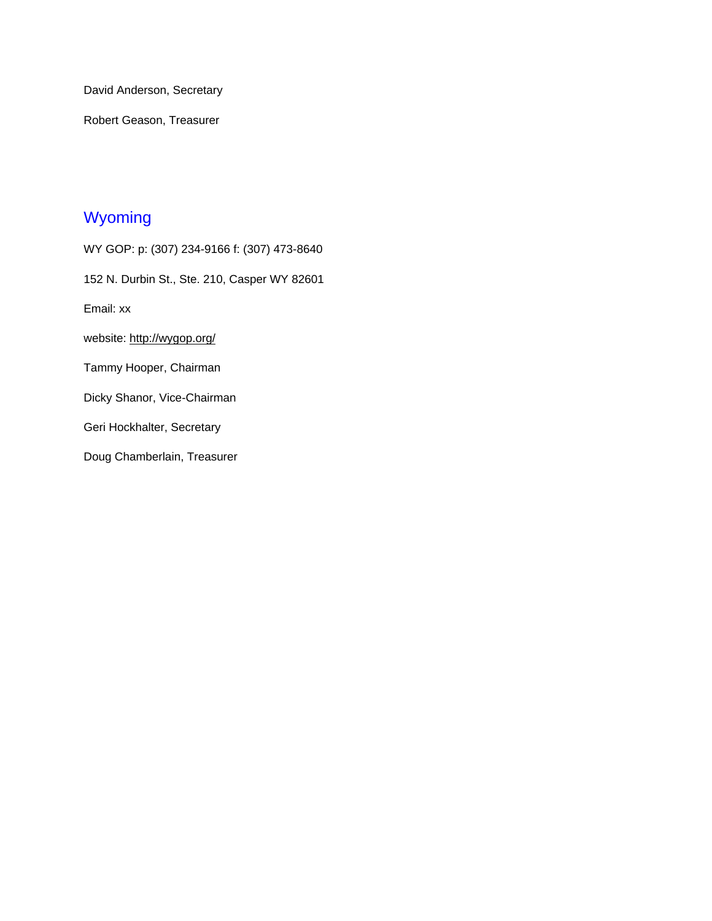David Anderson, Secretary

Robert Geason, Treasurer

## Wyoming

WY GOP: p: (307) 234-9166 f: (307) 473-8640

152 N. Durbin St., Ste. 210, Casper WY 82601

Email: xx

website: http://wygop.org/

Tammy Hooper, Chairman

Dicky Shanor, Vice-Chairman

Geri Hockhalter, Secretary

Doug Chamberlain, Treasurer